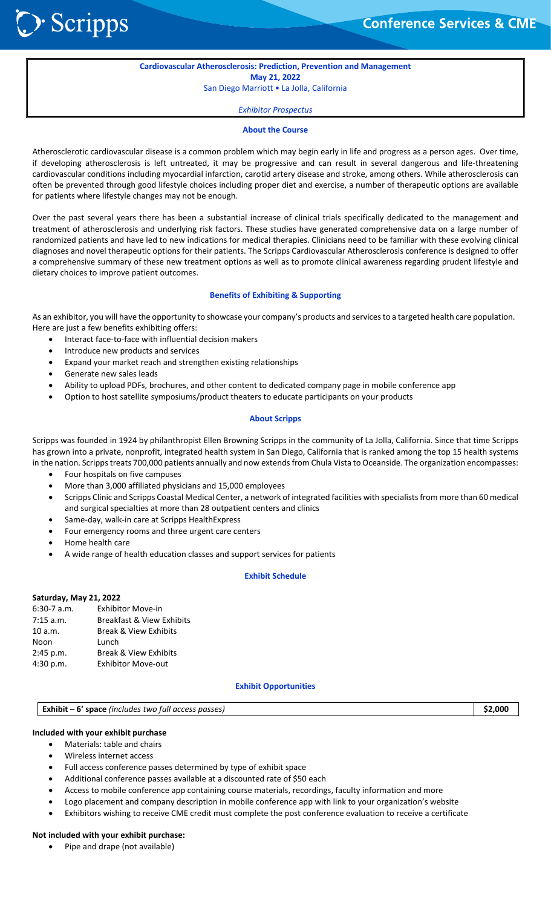**Cardiovascular Atherosclerosis: Prediction, Prevention and Management**
**May 21, 2022**
San Diego Marriott • La Jolla, California

*Exhibitor Prospectus*

## About the Course

Atherosclerotic cardiovascular disease is a common problem which may begin early in life and progress as a person ages. Over time, if developing atherosclerosis is left untreated, it may be progressive and can result in several dangerous and life-threatening cardiovascular conditions including myocardial infarction, carotid artery disease and stroke, among others. While atherosclerosis can often be prevented through good lifestyle choices including proper diet and exercise, a number of therapeutic options are available for patients where lifestyle changes may not be enough.

Over the past several years there has been a substantial increase of clinical trials specifically dedicated to the management and treatment of atherosclerosis and underlying risk factors. These studies have generated comprehensive data on a large number of randomized patients and have led to new indications for medical therapies. Clinicians need to be familiar with these evolving clinical diagnoses and novel therapeutic options for their patients. The Scripps Cardiovascular Atherosclerosis conference is designed to offer a comprehensive summary of these new treatment options as well as to promote clinical awareness regarding prudent lifestyle and dietary choices to improve patient outcomes.

## Benefits of Exhibiting & Supporting

As an exhibitor, you will have the opportunity to showcase your company's products and services to a targeted health care population. Here are just a few benefits exhibiting offers:

- Interact face-to-face with influential decision makers
- Introduce new products and services
- Expand your market reach and strengthen existing relationships
- Generate new sales leads
- Ability to upload PDFs, brochures, and other content to dedicated company page in mobile conference app
- Option to host satellite symposiums/product theaters to educate participants on your products

## About Scripps

Scripps was founded in 1924 by philanthropist Ellen Browning Scripps in the community of La Jolla, California. Since that time Scripps has grown into a private, nonprofit, integrated health system in San Diego, California that is ranked among the top 15 health systems in the nation. Scripps treats 700,000 patients annually and now extends from Chula Vista to Oceanside. The organization encompasses:

- Four hospitals on five campuses
- More than 3,000 affiliated physicians and 15,000 employees
- Scripps Clinic and Scripps Coastal Medical Center, a network of integrated facilities with specialists from more than 60 medical and surgical specialties at more than 28 outpatient centers and clinics
- Same-day, walk-in care at Scripps HealthExpress
- Four emergency rooms and three urgent care centers
- Home health care
- A wide range of health education classes and support services for patients

## Exhibit Schedule

**Saturday, May 21, 2022**

| | |
|---|---|
| 6:30-7 a.m. | Exhibitor Move-in |
| 7:15 a.m. | Breakfast & View Exhibits |
| 10 a.m. | Break & View Exhibits |
| Noon | Lunch |
| 2:45 p.m. | Break & View Exhibits |
| 4:30 p.m. | Exhibitor Move-out |

## Exhibit Opportunities

| **Exhibit – 6' space** *(includes two full access passes)* | **$2,000** |
|---|---|

**Included with your exhibit purchase**

- Materials: table and chairs
- Wireless internet access
- Full access conference passes determined by type of exhibit space
- Additional conference passes available at a discounted rate of $50 each
- Access to mobile conference app containing course materials, recordings, faculty information and more
- Logo placement and company description in mobile conference app with link to your organization's website
- Exhibitors wishing to receive CME credit must complete the post conference evaluation to receive a certificate

**Not included with your exhibit purchase:**

- Pipe and drape (not available)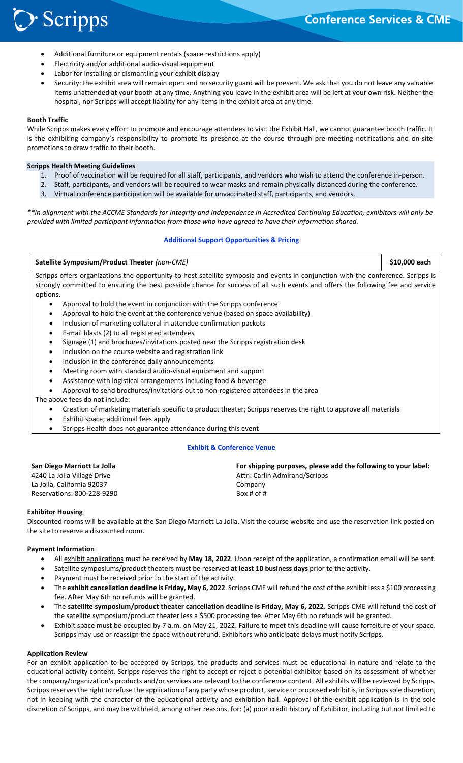- Additional furniture or equipment rentals (space restrictions apply)
- Electricity and/or additional audio-visual equipment
- Labor for installing or dismantling your exhibit display
- Security: the exhibit area will remain open and no security guard will be present. We ask that you do not leave any valuable items unattended at your booth at any time. Anything you leave in the exhibit area will be left at your own risk. Neither the hospital, nor Scripps will accept liability for any items in the exhibit area at any time.

**Booth Traffic**

While Scripps makes every effort to promote and encourage attendees to visit the Exhibit Hall, we cannot guarantee booth traffic. It is the exhibiting company's responsibility to promote its presence at the course through pre-meeting notifications and on-site promotions to draw traffic to their booth.

**Scripps Health Meeting Guidelines**

1. Proof of vaccination will be required for all staff, participants, and vendors who wish to attend the conference in-person.
2. Staff, participants, and vendors will be required to wear masks and remain physically distanced during the conference.
3. Virtual conference participation will be available for unvaccinated staff, participants, and vendors.

*\*\*In alignment with the ACCME Standards for Integrity and Independence in Accredited Continuing Education, exhibitors will only be provided with limited participant information from those who have agreed to have their information shared.*

## Additional Support Opportunities & Pricing

| **Satellite Symposium/Product Theater** *(non-CME)* | **$10,000 each** |
| --- | --- |

Scripps offers organizations the opportunity to host satellite symposia and events in conjunction with the conference. Scripps is strongly committed to ensuring the best possible chance for success of all such events and offers the following fee and service options.

- Approval to hold the event in conjunction with the Scripps conference
- Approval to hold the event at the conference venue (based on space availability)
- Inclusion of marketing collateral in attendee confirmation packets
- E-mail blasts (2) to all registered attendees
- Signage (1) and brochures/invitations posted near the Scripps registration desk
- Inclusion on the course website and registration link
- Inclusion in the conference daily announcements
- Meeting room with standard audio-visual equipment and support
- Assistance with logistical arrangements including food & beverage
- Approval to send brochures/invitations out to non-registered attendees in the area

The above fees do not include:

- Creation of marketing materials specific to product theater; Scripps reserves the right to approve all materials
- Exhibit space; additional fees apply
- Scripps Health does not guarantee attendance during this event

## Exhibit & Conference Venue

**San Diego Marriott La Jolla**
4240 La Jolla Village Drive
La Jolla, California 92037
Reservations: 800-228-9290

**For shipping purposes, please add the following to your label:**
Attn: Carlin Admirand/Scripps
Company
Box # of #

**Exhibitor Housing**

Discounted rooms will be available at the San Diego Marriott La Jolla. Visit the course website and use the reservation link posted on the site to reserve a discounted room.

**Payment Information**

- All exhibit applications must be received by **May 18, 2022**. Upon receipt of the application, a confirmation email will be sent.
- Satellite symposiums/product theaters must be reserved **at least 10 business days** prior to the activity.
- Payment must be received prior to the start of the activity.
- The **exhibit cancellation deadline is Friday, May 6, 2022**. Scripps CME will refund the cost of the exhibit less a $100 processing fee. After May 6th no refunds will be granted.
- The **satellite symposium/product theater cancellation deadline is Friday, May 6, 2022**. Scripps CME will refund the cost of the satellite symposium/product theater less a $500 processing fee. After May 6th no refunds will be granted.
- Exhibit space must be occupied by 7 a.m. on May 21, 2022. Failure to meet this deadline will cause forfeiture of your space. Scripps may use or reassign the space without refund. Exhibitors who anticipate delays must notify Scripps.

**Application Review**

For an exhibit application to be accepted by Scripps, the products and services must be educational in nature and relate to the educational activity content. Scripps reserves the right to accept or reject a potential exhibitor based on its assessment of whether the company/organization's products and/or services are relevant to the conference content. All exhibits will be reviewed by Scripps. Scripps reserves the right to refuse the application of any party whose product, service or proposed exhibit is, in Scripps sole discretion, not in keeping with the character of the educational activity and exhibition hall. Approval of the exhibit application is in the sole discretion of Scripps, and may be withheld, among other reasons, for: (a) poor credit history of Exhibitor, including but not limited to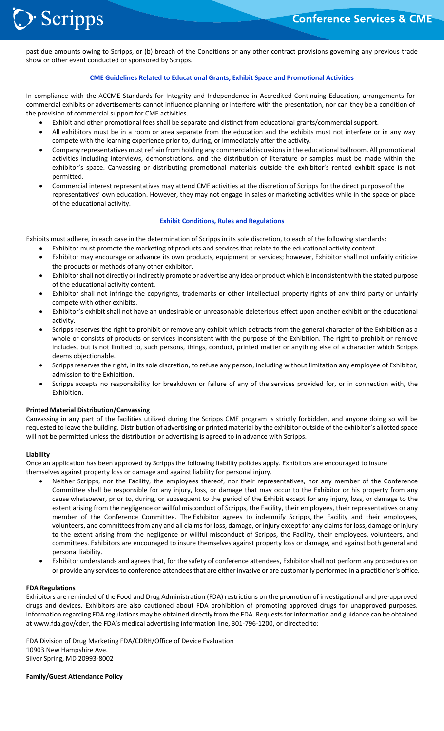past due amounts owing to Scripps, or (b) breach of the Conditions or any other contract provisions governing any previous trade show or other event conducted or sponsored by Scripps.

### CME Guidelines Related to Educational Grants, Exhibit Space and Promotional Activities

In compliance with the ACCME Standards for Integrity and Independence in Accredited Continuing Education, arrangements for commercial exhibits or advertisements cannot influence planning or interfere with the presentation, nor can they be a condition of the provision of commercial support for CME activities.

- Exhibit and other promotional fees shall be separate and distinct from educational grants/commercial support.
- All exhibitors must be in a room or area separate from the education and the exhibits must not interfere or in any way compete with the learning experience prior to, during, or immediately after the activity.
- Company representatives must refrain from holding any commercial discussions in the educational ballroom. All promotional activities including interviews, demonstrations, and the distribution of literature or samples must be made within the exhibitor's space. Canvassing or distributing promotional materials outside the exhibitor's rented exhibit space is not permitted.
- Commercial interest representatives may attend CME activities at the discretion of Scripps for the direct purpose of the representatives' own education. However, they may not engage in sales or marketing activities while in the space or place of the educational activity.

### Exhibit Conditions, Rules and Regulations

Exhibits must adhere, in each case in the determination of Scripps in its sole discretion, to each of the following standards:

- Exhibitor must promote the marketing of products and services that relate to the educational activity content.
- Exhibitor may encourage or advance its own products, equipment or services; however, Exhibitor shall not unfairly criticize the products or methods of any other exhibitor.
- Exhibitor shall not directly or indirectly promote or advertise any idea or product which is inconsistent with the stated purpose of the educational activity content.
- Exhibitor shall not infringe the copyrights, trademarks or other intellectual property rights of any third party or unfairly compete with other exhibits.
- Exhibitor's exhibit shall not have an undesirable or unreasonable deleterious effect upon another exhibit or the educational activity.
- Scripps reserves the right to prohibit or remove any exhibit which detracts from the general character of the Exhibition as a whole or consists of products or services inconsistent with the purpose of the Exhibition. The right to prohibit or remove includes, but is not limited to, such persons, things, conduct, printed matter or anything else of a character which Scripps deems objectionable.
- Scripps reserves the right, in its sole discretion, to refuse any person, including without limitation any employee of Exhibitor, admission to the Exhibition.
- Scripps accepts no responsibility for breakdown or failure of any of the services provided for, or in connection with, the Exhibition.

**Printed Material Distribution/Canvassing**

Canvassing in any part of the facilities utilized during the Scripps CME program is strictly forbidden, and anyone doing so will be requested to leave the building. Distribution of advertising or printed material by the exhibitor outside of the exhibitor's allotted space will not be permitted unless the distribution or advertising is agreed to in advance with Scripps.

**Liability**

Once an application has been approved by Scripps the following liability policies apply. Exhibitors are encouraged to insure themselves against property loss or damage and against liability for personal injury.

- Neither Scripps, nor the Facility, the employees thereof, nor their representatives, nor any member of the Conference Committee shall be responsible for any injury, loss, or damage that may occur to the Exhibitor or his property from any cause whatsoever, prior to, during, or subsequent to the period of the Exhibit except for any injury, loss, or damage to the extent arising from the negligence or willful misconduct of Scripps, the Facility, their employees, their representatives or any member of the Conference Committee. The Exhibitor agrees to indemnify Scripps, the Facility and their employees, volunteers, and committees from any and all claims for loss, damage, or injury except for any claims for loss, damage or injury to the extent arising from the negligence or willful misconduct of Scripps, the Facility, their employees, volunteers, and committees. Exhibitors are encouraged to insure themselves against property loss or damage, and against both general and personal liability.
- Exhibitor understands and agrees that, for the safety of conference attendees, Exhibitor shall not perform any procedures on or provide any services to conference attendees that are either invasive or are customarily performed in a practitioner's office.

**FDA Regulations**

Exhibitors are reminded of the Food and Drug Administration (FDA) restrictions on the promotion of investigational and pre-approved drugs and devices. Exhibitors are also cautioned about FDA prohibition of promoting approved drugs for unapproved purposes. Information regarding FDA regulations may be obtained directly from the FDA. Requests for information and guidance can be obtained at www.fda.gov/cder, the FDA's medical advertising information line, 301-796-1200, or directed to:

FDA Division of Drug Marketing FDA/CDRH/Office of Device Evaluation
10903 New Hampshire Ave.
Silver Spring, MD 20993-8002

**Family/Guest Attendance Policy**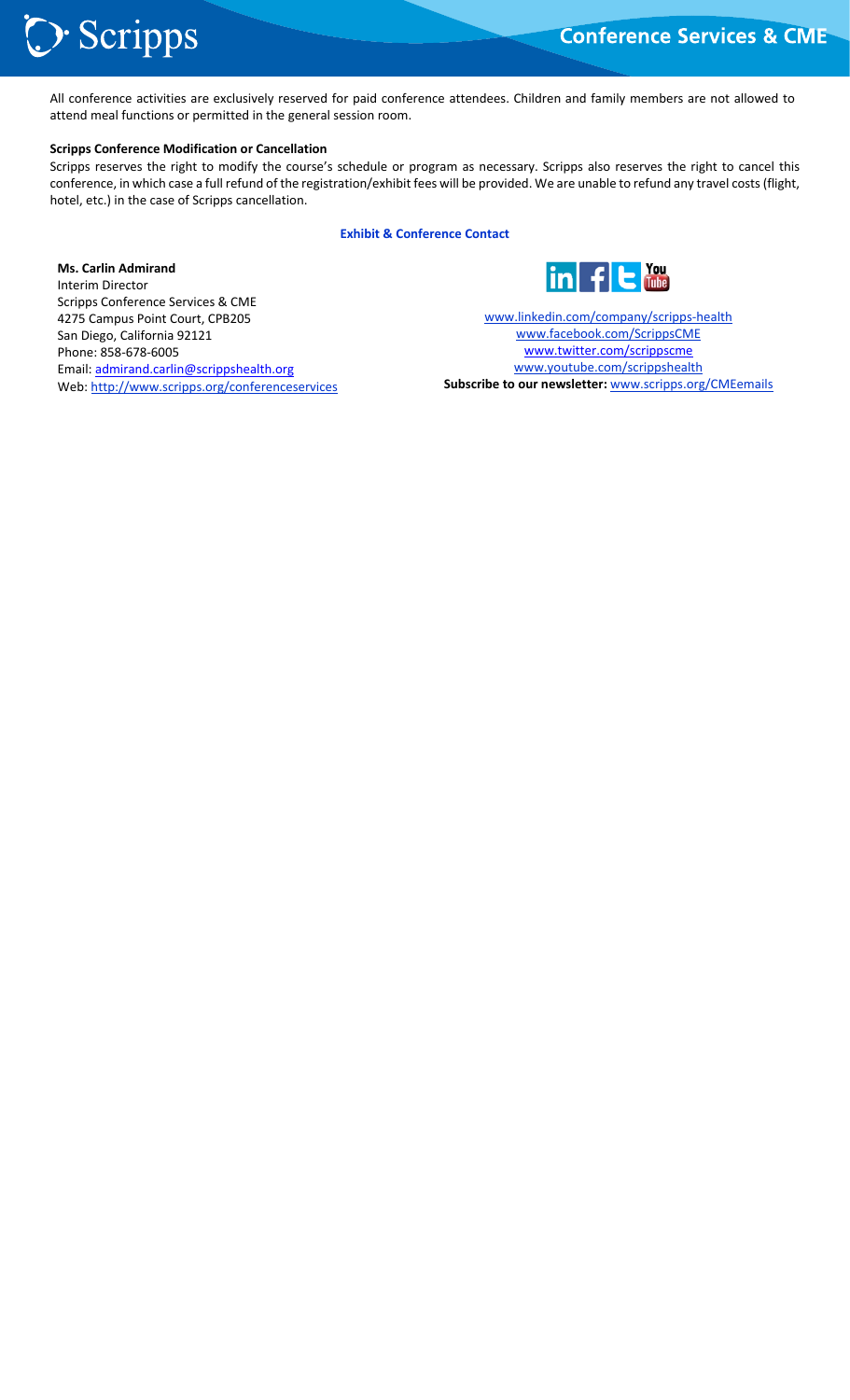All conference activities are exclusively reserved for paid conference attendees. Children and family members are not allowed to attend meal functions or permitted in the general session room.

**Scripps Conference Modification or Cancellation**

Scripps reserves the right to modify the course's schedule or program as necessary. Scripps also reserves the right to cancel this conference, in which case a full refund of the registration/exhibit fees will be provided. We are unable to refund any travel costs (flight, hotel, etc.) in the case of Scripps cancellation.

**Exhibit & Conference Contact**

**Ms. Carlin Admirand**
Interim Director
Scripps Conference Services & CME
4275 Campus Point Court, CPB205
San Diego, California 92121
Phone: 858-678-6005
Email: admirand.carlin@scrippshealth.org
Web: http://www.scripps.org/conferenceservices

www.linkedin.com/company/scripps-health
www.facebook.com/ScrippsCME
www.twitter.com/scrippscme
www.youtube.com/scrippshealth
**Subscribe to our newsletter:** www.scripps.org/CMEemails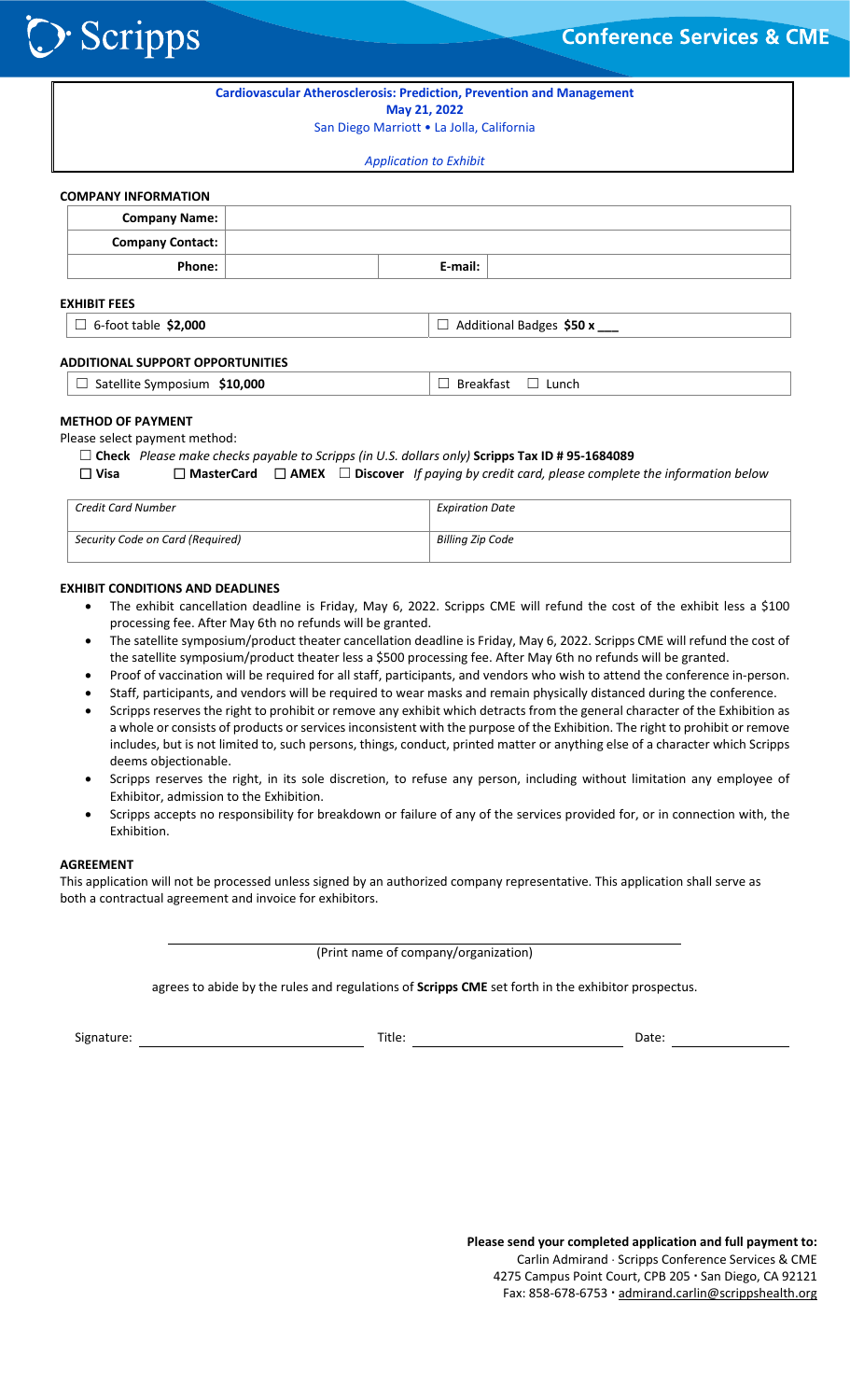Scripps

**Conference Services & CME**

**Cardiovascular Atherosclerosis: Prediction, Prevention and Management**
**May 21, 2022**
San Diego Marriott • La Jolla, California

*Application to Exhibit*

**COMPANY INFORMATION**

| | | | |
|---|---|---|---|
| **Company Name:** | | | |
| **Company Contact:** | | | |
| **Phone:** | | **E-mail:** | |

**EXHIBIT FEES**

| | |
|---|---|
| ☐ 6-foot table **$2,000** | ☐ Additional Badges **$50 x ___** |

**ADDITIONAL SUPPORT OPPORTUNITIES**

| | |
|---|---|
| ☐ Satellite Symposium **$10,000** | ☐ Breakfast ☐ Lunch |

**METHOD OF PAYMENT**

Please select payment method:

☐ **Check** *Please make checks payable to Scripps (in U.S. dollars only)* **Scripps Tax ID # 95-1684089**

☐ **Visa** ☐ **MasterCard** ☐ **AMEX** ☐ **Discover** *If paying by credit card, please complete the information below*

| | |
|---|---|
| *Credit Card Number* | *Expiration Date* |
| *Security Code on Card (Required)* | *Billing Zip Code* |

**EXHIBIT CONDITIONS AND DEADLINES**

- The exhibit cancellation deadline is Friday, May 6, 2022. Scripps CME will refund the cost of the exhibit less a $100 processing fee. After May 6th no refunds will be granted.
- The satellite symposium/product theater cancellation deadline is Friday, May 6, 2022. Scripps CME will refund the cost of the satellite symposium/product theater less a $500 processing fee. After May 6th no refunds will be granted.
- Proof of vaccination will be required for all staff, participants, and vendors who wish to attend the conference in-person.
- Staff, participants, and vendors will be required to wear masks and remain physically distanced during the conference.
- Scripps reserves the right to prohibit or remove any exhibit which detracts from the general character of the Exhibition as a whole or consists of products or services inconsistent with the purpose of the Exhibition. The right to prohibit or remove includes, but is not limited to, such persons, things, conduct, printed matter or anything else of a character which Scripps deems objectionable.
- Scripps reserves the right, in its sole discretion, to refuse any person, including without limitation any employee of Exhibitor, admission to the Exhibition.
- Scripps accepts no responsibility for breakdown or failure of any of the services provided for, or in connection with, the Exhibition.

**AGREEMENT**

This application will not be processed unless signed by an authorized company representative. This application shall serve as both a contractual agreement and invoice for exhibitors.

______________________________
(Print name of company/organization)

agrees to abide by the rules and regulations of **Scripps CME** set forth in the exhibitor prospectus.

Signature: ______________________ Title: ______________________ Date: ______________

**Please send your completed application and full payment to:**
Carlin Admirand · Scripps Conference Services & CME
4275 Campus Point Court, CPB 205 · San Diego, CA 92121
Fax: 858-678-6753 · admirand.carlin@scrippshealth.org